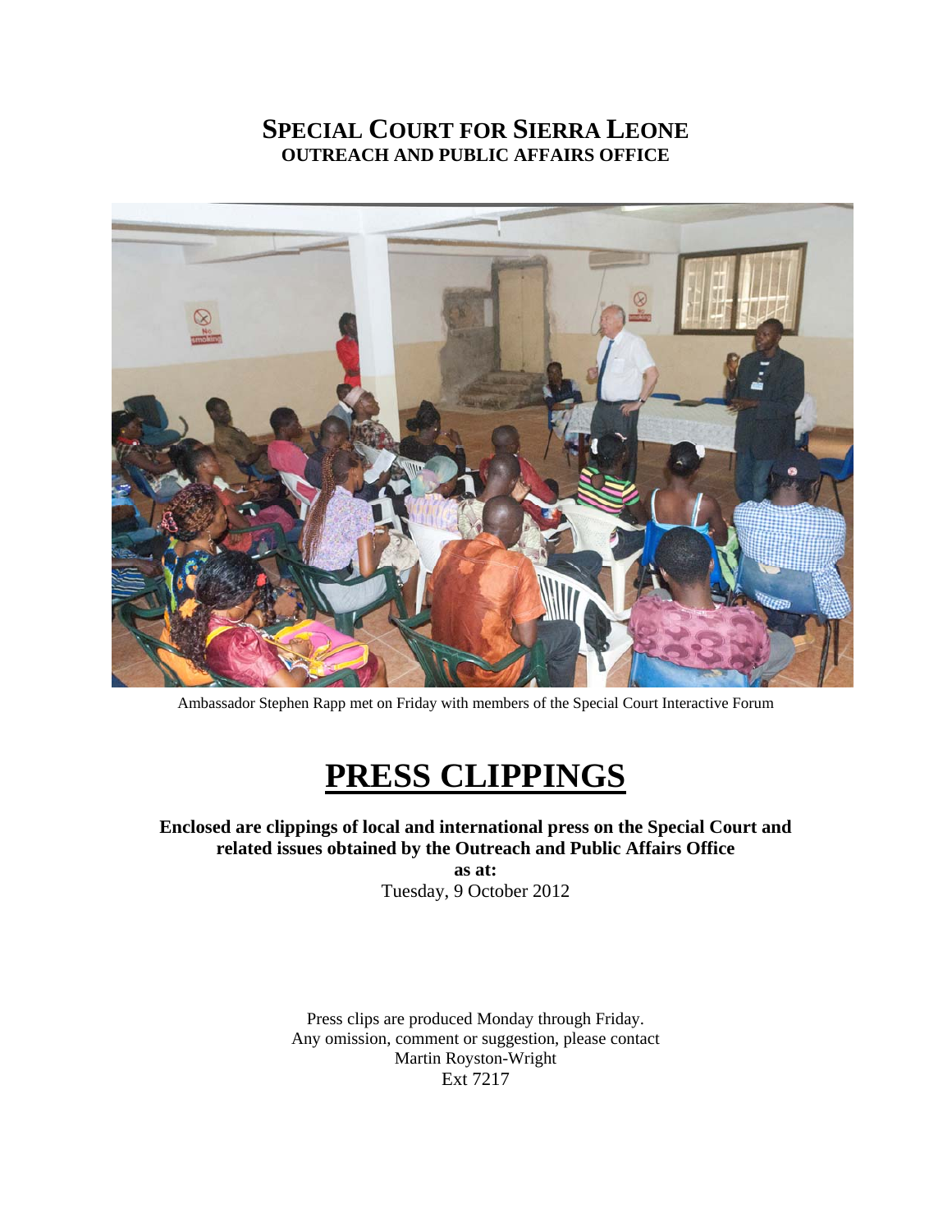# SPECIAL COURT FOR SIERRA LEONE
## OUTREACH AND PUBLIC AFFAIRS OFFICE

Ambassador Stephen Rapp met on Friday with members of the Special Court Interactive Forum

# PRESS CLIPPINGS

**Enclosed are clippings of local and international press on the Special Court and related issues obtained by the Outreach and Public Affairs Office**

**as at:**

Tuesday, 9 October 2012

Press clips are produced Monday through Friday.
Any omission, comment or suggestion, please contact
Martin Royston-Wright
Ext 7217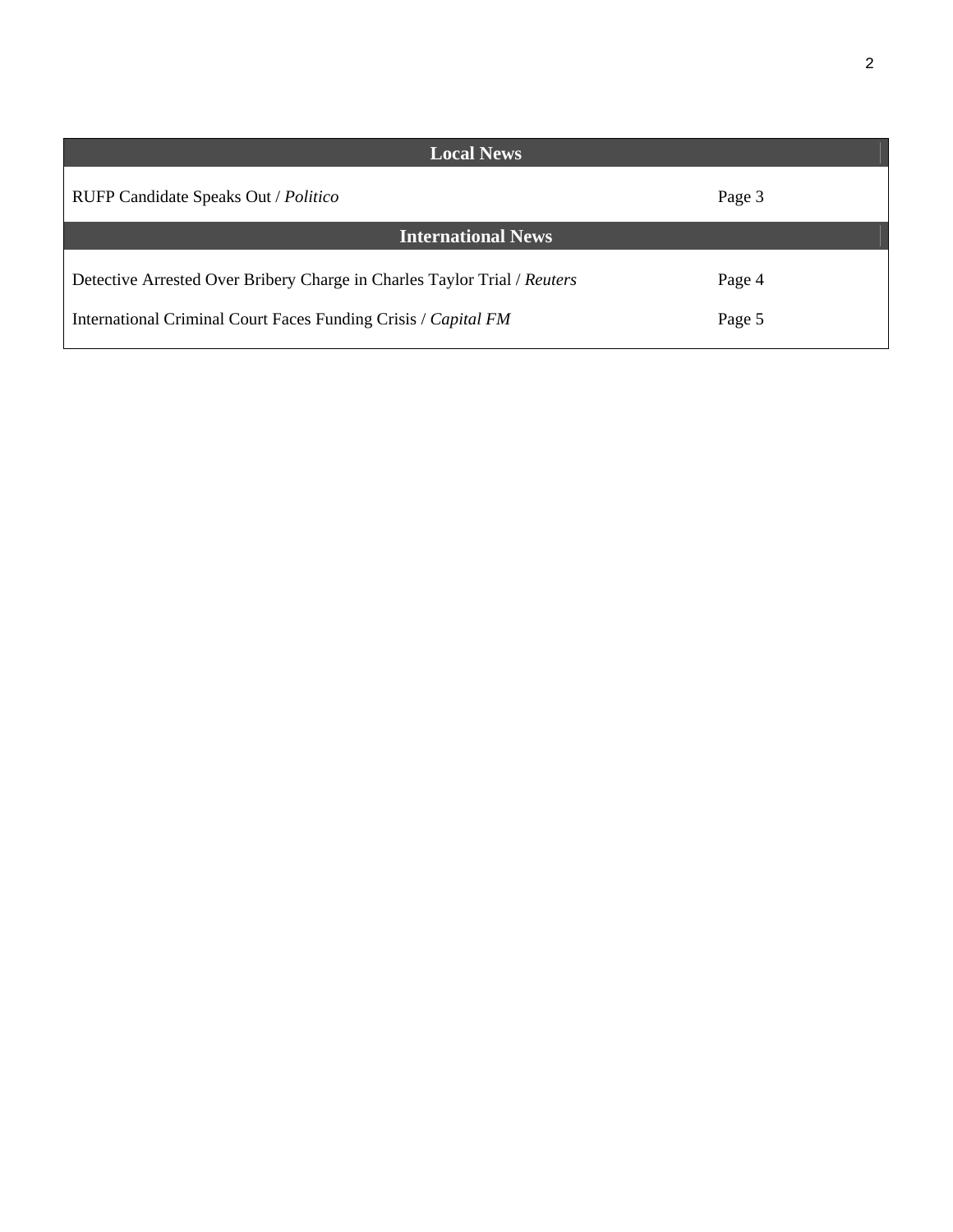| Local News | |
|---|---|
| RUFP Candidate Speaks Out / *Politico* | Page 3 |
| **International News** | |
| Detective Arrested Over Bribery Charge in Charles Taylor Trial / *Reuters* | Page 4 |
| International Criminal Court Faces Funding Crisis / *Capital FM* | Page 5 |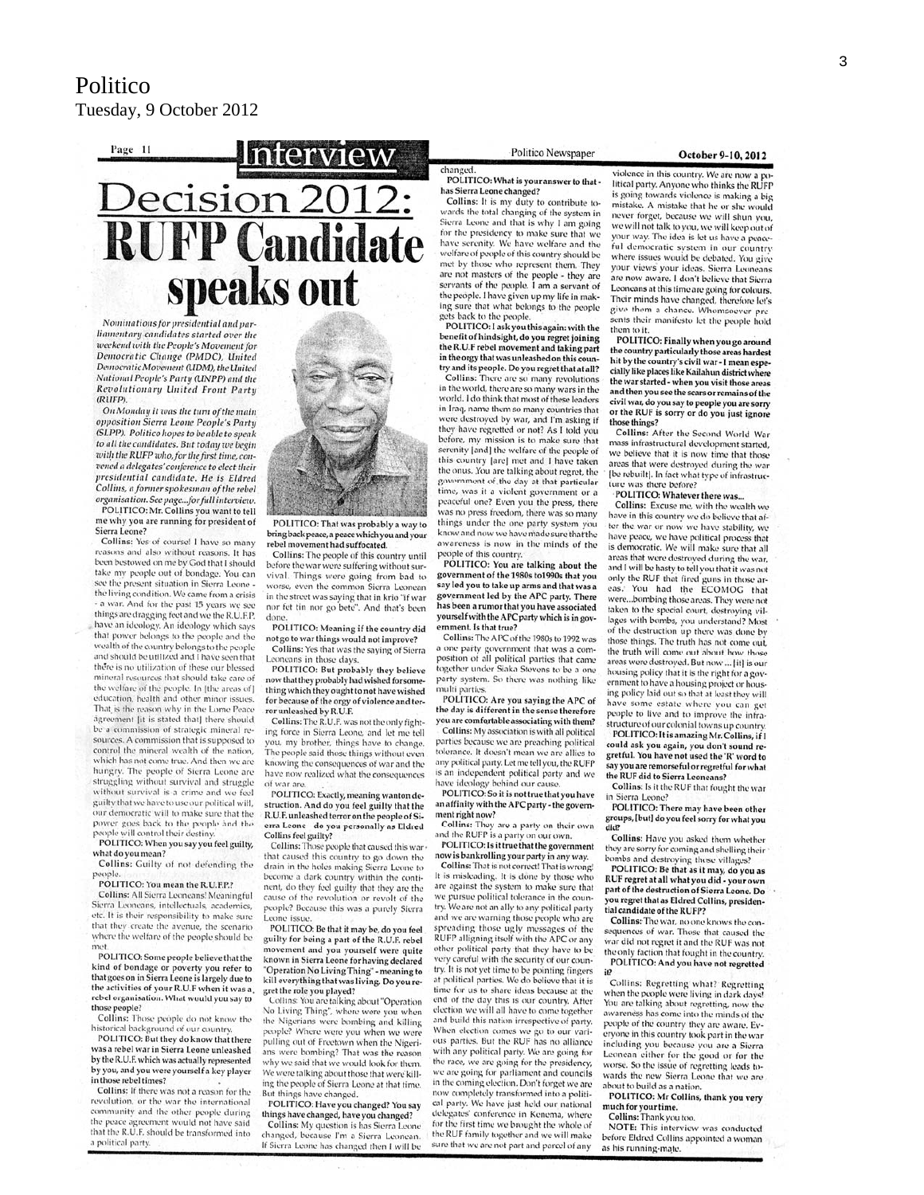# Politico

Tuesday, 9 October 2012

## Interview

# Decision 2012: RUFP Candidate speaks out

*Nominations for presidential and parliamentary candidates started over the weekend with the People's Movement for Democratic Change (PMDC), United Democratic Movement (UDM), the United National People's Party (UNPP) and the Revolutionary United Front Party (RUFP).*

*On Monday it was the turn of the main opposition Sierra Leone People's Party (SLPP). Politico hopes to be able to speak to all the candidates. But today we begin with the RUFP who, for the first time, convened a delegates' conference to elect their presidential candidate. He is Eldred Collins, a former spokesman of the rebel organisation. See page...for full interview.*

**POLITICO: Mr. Collins you want to tell me why you are running for president of Sierra Leone?**

Collins: Yes of course! I have so many reasons and also without reasons. It has been bestowed on me by God that I should take my people out of bondage. You can see the present situation in Sierra Leone - the living condition. We came from a crisis - a war. And for the past 15 years we see things are dragging feet and we the R.U.F.P. have an ideology. An ideology which says that power belongs to the people and the wealth of the country belongs to the people and should be utilized and I have seen that there is no utilization of these our blessed mineral resources that should take care of the welfare of the people. In [the areas of] education, health and other minor issues. That is the reason why in the Lome Peace Agreement [it is stated that] there should be a commission of strategic mineral resources. A commission that is supposed to control the mineral wealth of the nation, which has not come true. And then we are hungry. The people of Sierra Leone are struggling without survival and struggle without survival is a crime and we feel guilty that we have to use our political will, our democratic will to make sure that the power goes back to the people and the people will control their destiny.

**POLITICO: When you say you feel guilty, what do you mean?**

Collins: Guilty of not defending the people.

**POLITICO: You mean the R.U.F.P.?**

Collins: All Sierra Leoneans! Meaningful Sierra Leoneans, intellectuals, academics, etc. It is their responsibility to make sure that they create the avenue, the scenario where the welfare of the people should be met.

**POLITICO: Some people believe that the kind of bondage or poverty you refer to that goes on in Sierra Leone is largely due to the activities of your R.U.F when it was a rebel organisation. What would you say to those people?**

Collins: Those people do not know the historical background of our country.

**POLITICO: But they do know that there was a rebel war in Sierra Leone unleashed by the R.U.F. which was actually represented by you, and you were yourself a key player in those rebel times?**

Collins: If there was not a reason for the revolution, or the war the international community and the other people during the peace agreement would not have said that the R.U.F. should be transformed into a political party.

**POLITICO: That was probably a way to bring back peace, a peace which you and your rebel movement had suffocated.**

Collins: The people of this country until before the war were suffering without survival. Things were going from bad to worse, even the common Sierra Leonean in the street was saying that in krio "if war nor fet tin nor go bete". And that's been done.

**POLITICO: Meaning if the country did not go to war things would not improve?**

Collins: Yes that was the saying of Sierra Leoneans in those days.

**POLITICO: But probably they believe now that they probably had wished for something which they ought to not have wished for because of the orgy of violence and terror unleashed by R.U.F.**

Collins: The R.U.F. was not the only fighting force in Sierra Leone, and let me tell you, my brother, things have to change. The people said those things without even knowing the consequences of war and the have now realized what the consequences of war are.

**POLITICO: Exactly, meaning wanton destruction. And do you feel guilty that the R.U.F. unleashed terror on the people of Sierra Leone do you personally as Eldred Collins feel guilty?**

Collins: Those people that caused this war that caused this country to go down the drain in the holes making Sierra Leone to become a dark country within the continent, do they feel guilty that they are the cause of the revolution or revolt of the people? Because this was a purely Sierra Leone issue.

**POLITICO: Be that it may be, do you feel guilty for being a part of the R.U.F. rebel movement and you yourself were quite known in Sierra Leone for having declared "Operation No Living Thing" - meaning to kill everything that was living. Do you regret the role you played?**

Collins: You are talking about "Operation No Living Thing", where were you when the Nigerians were bombing and killing people? Where were you when we were pulling out of Freetown when the Nigerians were bombing? That was the reason why we said that we would look for them. We were talking about those that were killing the people of Sierra Leone at that time. But things have changed.

**POLITICO: Have you changed? You say things have changed, have you changed?**

Collins: My question is has Sierra Leone changed, because I'm a Sierra Leonean. If Sierra Leone has changed then I will be changed.

**POLITICO: What is your answer to that - has Sierra Leone changed?**

Collins: It is my duty to contribute towards the total changing of the system in Sierra Leone and that is why I am going for the presidency to make sure that we have serenity. We have welfare and the welfare of people of this country should be met by those who represent them. They are not masters of the people - they are servants of the people. I am a servant of the people. I have given up my life in making sure that what belongs to the people gets back to the people.

**POLITICO: I ask you this again: with the benefit of hindsight, do you regret joining the R.U.F rebel movement and taking part in the orgy that was unleashed on this country and its people. Do you regret that at all?**

Collins: There are so many revolutions in the world, there are so many wars in the world. I do think that most of these leaders in Iraq, name them so many countries that were destroyed by war, and I'm asking if they have regretted or not? As I told you before, my mission is to make sure that serenity [and] the welfare of the people of this country [are] met and I have taken the onus. You are talking about regret, the government of the day at that particular time, was it a violent government or a peaceful one? Even you the press, there was no press freedom, there was so many things under the one party system you know and now we have made sure that the awareness is now in the minds of the people of this country.

**POLITICO: You are talking about the government of the 1980s to 1990s that you say led you to take up arms and that was a government led by the APC party. There has been a rumor that you have associated yourself with the APC party which is in government. Is that true?**

Collins: The APC of the 1980s to 1992 was a one party government that was a composition of all political parties that came together under Siaka Stevens to be a one party system. So there was nothing like multi parties.

**POLITICO: Are you saying the APC of the day is different in the sense therefore you are comfortable associating with them?**

Collins: My association is with all political parties because we are preaching political tolerance. It doesn't mean we are allies to any political party. Let me tell you, the RUFP is an independent political party and we have ideology behind our cause.

**POLITICO: So it is not true that you have an affinity with the APC party - the government right now?**

Collins: They are a party on their own and the RUFP is a party on our own.

**POLITICO: Is it true that the government now is bankrolling your party in any way.**

Collins: That is not correct! That is wrong! It is misleading. It is done by those who are against the system to make sure that we pursue political tolerance in the country. We are not an ally to any political party and we are warning those people who are spreading those ugly messages of the RUFP alligning itself with the APC or any other political party that they have to be very careful with the security of our country. It is not yet time to be pointing fingers at political parties. We do believe that it is time for us to share ideas because at the end of the day this is our country. After election we will all have to come together and build this nation irrespective of party. When election comes we go to our various parties. But the RUF has no alliance with any political party. We are going for the race, we are going for the presidency, we are going for parliament and councils in the coming election. Don't forget we are now completely transformed into a political party. We have just held our national delegates' conference in Kenema, where for the first time we brought the whole of the RUF family together and we will make sure that we are not part and parcel of any violence in this country. We are now a political party. Anyone who thinks the RUFP is going towards violence is making a big mistake. A mistake that he or she would never forget, because we will shun you, we will not talk to you, we will keep out of your way. The idea is let us have a peaceful democratic system in our country where issues would be debated. You give your views your ideas. Sierra Leoneans are now aware. I don't believe that Sierra Leoneans at this time are going for colours. Their minds have changed, therefore let's give them a chance. Whomsoever presents their manifesto let the people hold them to it.

**POLITICO: Finally when you go around the country particularly those areas hardest hit by the country's civil war - I mean especially like places like Kailahun district where the war started - when you visit those areas and then you see the scars or remains of the civil war, do you say to people you are sorry or the RUF is sorry or do you just ignore those things?**

Collins: After the Second World War mass infrastructural development started, we believe that it is now time that those areas that were destroyed during the war [be rebuilt]. In fact what type of infrastructure was there before?

**POLITICO: Whatever there was...**

Collins: Excuse me, with the wealth we have in this country we do believe that after the war or now we have stability, we have peace, we have political process that is democratic. We will make sure that all areas that were destroyed during the war, and I will be hasty to tell you that it was not only the RUF that fired guns in those areas. You had the ECOMOG that were...bombing those areas. They were not taken to the special court, destroying villages with bombs, you understand? Most of the destruction up there was done by those things. The truth has not come out, the truth will come out about how those areas were destroyed. But now ... [it] is our housing policy that it is the right for a government to have a housing project or housing policy laid out so that at least they will have some estate where you can get people to live and to improve the infrastructure of our colonial towns up country.

**POLITICO: It is amazing Mr. Collins, if I could ask you again, you don't sound regretful. You have not used the 'R' word to say you are remorseful or regretful for what the RUF did to Sierra Leoneans?**

Collins: Is it the RUF that fought the war in Sierra Leone?

**POLITICO: There may have been other groups, [but] do you feel sorry for what you did?**

Collins: Have you asked them whether they are sorry for coming and shelling their bombs and destroying those villages?

**POLITICO: Be that as it may, do you as RUF regret at all what you did - your own part of the destruction of Sierra Leone. Do you regret that as Eldred Collins, presidential candidate of the RUFP?**

Collins: The war, no one knows the consequences of war. Those that caused the war did not regret it and the RUF was not the only faction that fought in the country.

**POLITICO: And you have not regretted it?**

Collins: Regretting what? Regretting when the people were living in dark days! You are talking about regretting, now the awareness has come into the minds of the people of the country they are aware. Everyone in this country took part in the war including you because you are a Sierra Leonean either for the good or for the worse. So the issue of regretting leads towards the new Sierra Leone that we are about to build as a nation.

**POLITICO: Mr Collins, thank you very much for your time.**

Collins: Thank you too.

NOTE: This interview was conducted before Eldred Collins appointed a woman as his running-mate.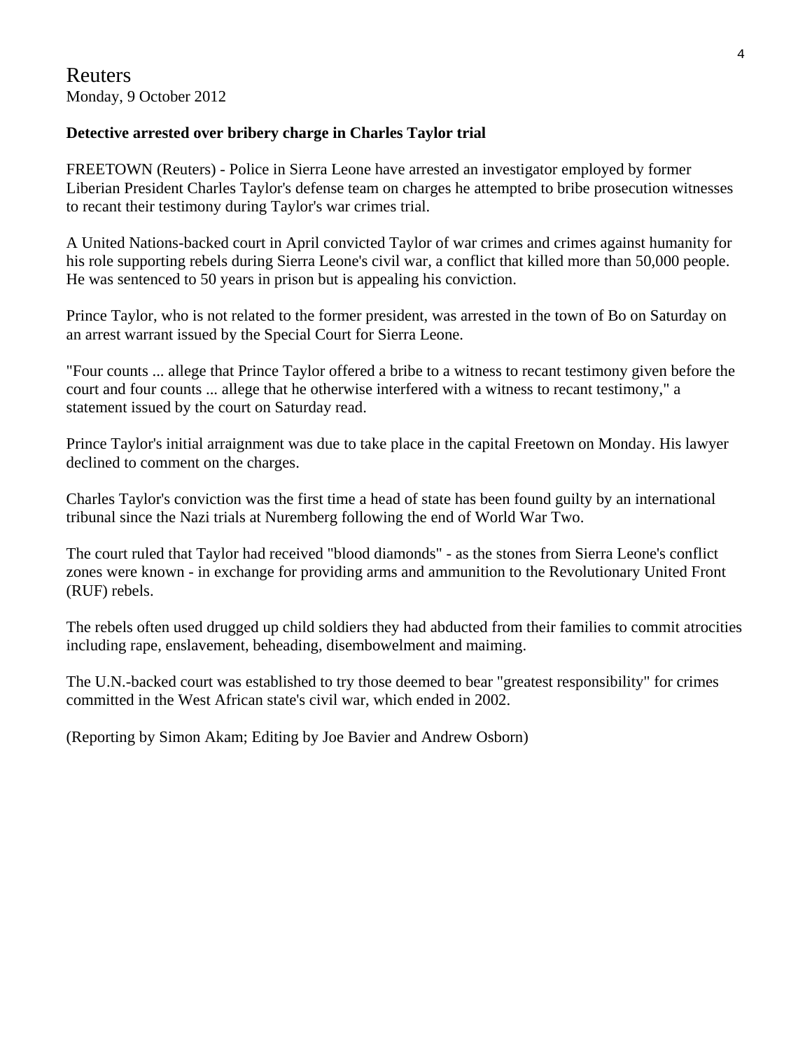Reuters
Monday, 9 October 2012

**Detective arrested over bribery charge in Charles Taylor trial**

FREETOWN (Reuters) - Police in Sierra Leone have arrested an investigator employed by former Liberian President Charles Taylor's defense team on charges he attempted to bribe prosecution witnesses to recant their testimony during Taylor's war crimes trial.

A United Nations-backed court in April convicted Taylor of war crimes and crimes against humanity for his role supporting rebels during Sierra Leone's civil war, a conflict that killed more than 50,000 people. He was sentenced to 50 years in prison but is appealing his conviction.

Prince Taylor, who is not related to the former president, was arrested in the town of Bo on Saturday on an arrest warrant issued by the Special Court for Sierra Leone.

"Four counts ... allege that Prince Taylor offered a bribe to a witness to recant testimony given before the court and four counts ... allege that he otherwise interfered with a witness to recant testimony," a statement issued by the court on Saturday read.

Prince Taylor's initial arraignment was due to take place in the capital Freetown on Monday. His lawyer declined to comment on the charges.

Charles Taylor's conviction was the first time a head of state has been found guilty by an international tribunal since the Nazi trials at Nuremberg following the end of World War Two.

The court ruled that Taylor had received "blood diamonds" - as the stones from Sierra Leone's conflict zones were known - in exchange for providing arms and ammunition to the Revolutionary United Front (RUF) rebels.

The rebels often used drugged up child soldiers they had abducted from their families to commit atrocities including rape, enslavement, beheading, disembowelment and maiming.

The U.N.-backed court was established to try those deemed to bear "greatest responsibility" for crimes committed in the West African state's civil war, which ended in 2002.

(Reporting by Simon Akam; Editing by Joe Bavier and Andrew Osborn)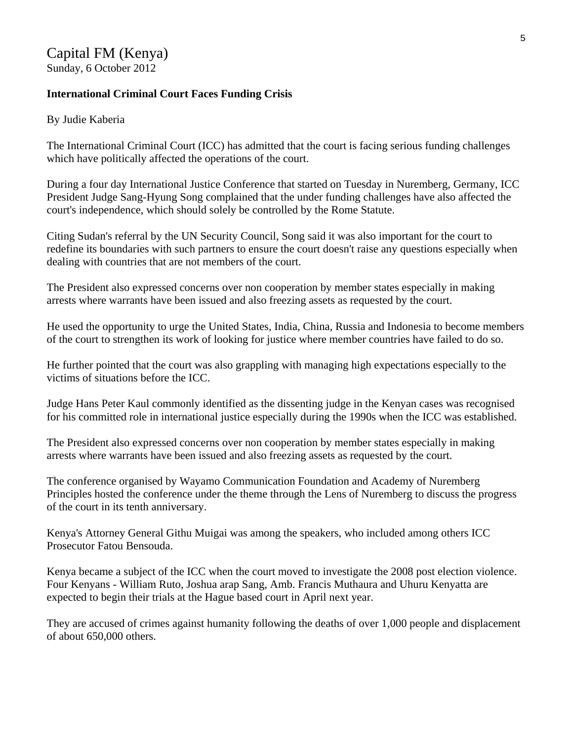# Capital FM (Kenya)

Sunday, 6 October 2012

**International Criminal Court Faces Funding Crisis**

By Judie Kaberia

The International Criminal Court (ICC) has admitted that the court is facing serious funding challenges which have politically affected the operations of the court.

During a four day International Justice Conference that started on Tuesday in Nuremberg, Germany, ICC President Judge Sang-Hyung Song complained that the under funding challenges have also affected the court's independence, which should solely be controlled by the Rome Statute.

Citing Sudan's referral by the UN Security Council, Song said it was also important for the court to redefine its boundaries with such partners to ensure the court doesn't raise any questions especially when dealing with countries that are not members of the court.

The President also expressed concerns over non cooperation by member states especially in making arrests where warrants have been issued and also freezing assets as requested by the court.

He used the opportunity to urge the United States, India, China, Russia and Indonesia to become members of the court to strengthen its work of looking for justice where member countries have failed to do so.

He further pointed that the court was also grappling with managing high expectations especially to the victims of situations before the ICC.

Judge Hans Peter Kaul commonly identified as the dissenting judge in the Kenyan cases was recognised for his committed role in international justice especially during the 1990s when the ICC was established.

The President also expressed concerns over non cooperation by member states especially in making arrests where warrants have been issued and also freezing assets as requested by the court.

The conference organised by Wayamo Communication Foundation and Academy of Nuremberg Principles hosted the conference under the theme through the Lens of Nuremberg to discuss the progress of the court in its tenth anniversary.

Kenya's Attorney General Githu Muigai was among the speakers, who included among others ICC Prosecutor Fatou Bensouda.

Kenya became a subject of the ICC when the court moved to investigate the 2008 post election violence. Four Kenyans - William Ruto, Joshua arap Sang, Amb. Francis Muthaura and Uhuru Kenyatta are expected to begin their trials at the Hague based court in April next year.

They are accused of crimes against humanity following the deaths of over 1,000 people and displacement of about 650,000 others.